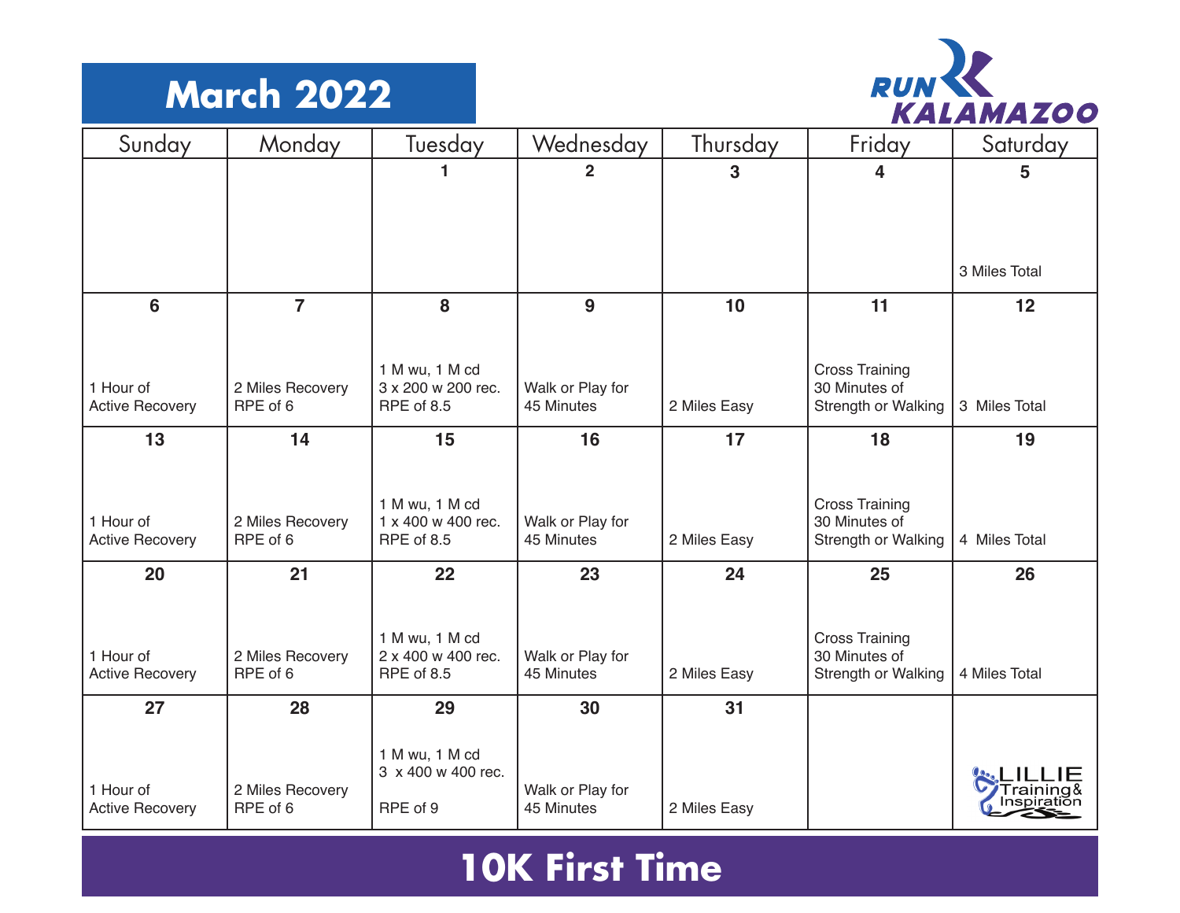# March 2022

RUN KALAMAZOO

| Sunday | Monday | Tuesday | Wednesday | Thursday | Friday | Saturday |
|---|---|---|---|---|---|---|
| | | 1 | 2 | 3 | 4 | 5<br>3 Miles Total |
| 6<br>1 Hour of Active Recovery | 7<br>2 Miles Recovery RPE of 6 | 8<br>1 M wu, 1 M cd<br>3 x 200 w 200 rec.<br>RPE of 8.5 | 9<br>Walk or Play for 45 Minutes | 10<br>2 Miles Easy | 11<br>Cross Training 30 Minutes of Strength or Walking | 12<br>3 Miles Total |
| 13<br>1 Hour of Active Recovery | 14<br>2 Miles Recovery RPE of 6 | 15<br>1 M wu, 1 M cd<br>1 x 400 w 400 rec.<br>RPE of 8.5 | 16<br>Walk or Play for 45 Minutes | 17<br>2 Miles Easy | 18<br>Cross Training 30 Minutes of Strength or Walking | 19<br>4 Miles Total |
| 20<br>1 Hour of Active Recovery | 21<br>2 Miles Recovery RPE of 6 | 22<br>1 M wu, 1 M cd<br>2 x 400 w 400 rec.<br>RPE of 8.5 | 23<br>Walk or Play for 45 Minutes | 24<br>2 Miles Easy | 25<br>Cross Training 30 Minutes of Strength or Walking | 26<br>4 Miles Total |
| 27<br>1 Hour of Active Recovery | 28<br>2 Miles Recovery RPE of 6 | 29<br>1 M wu, 1 M cd<br>3 x 400 w 400 rec.<br>RPE of 9 | 30<br>Walk or Play for 45 Minutes | 31<br>2 Miles Easy | | LILLIE Training & Inspiration |

## 10K First Time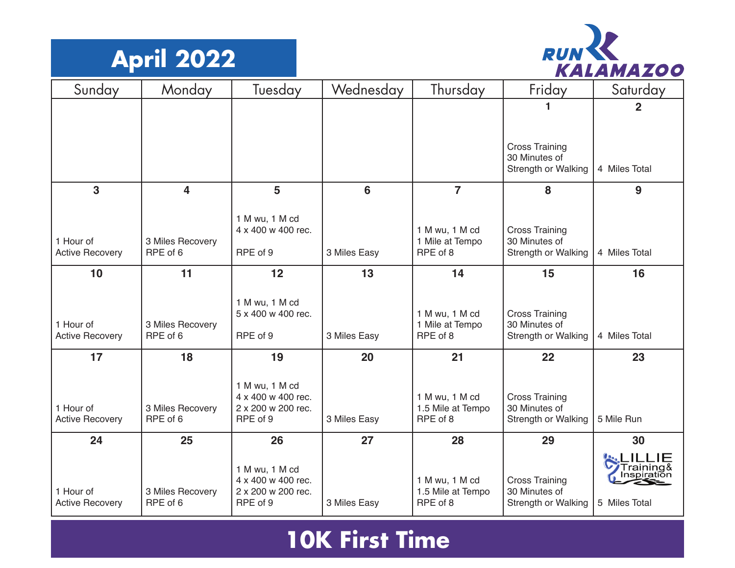# April 2022

RUN KALAMAZOO

| Sunday | Monday | Tuesday | Wednesday | Thursday | Friday | Saturday |
|---|---|---|---|---|---|---|
| | | | | | **1**<br>Cross Training<br>30 Minutes of<br>Strength or Walking | **2**<br>4 Miles Total |
| **3**<br>1 Hour of<br>Active Recovery | **4**<br>3 Miles Recovery<br>RPE of 6 | **5**<br>1 M wu, 1 M cd<br>4 x 400 w 400 rec.<br>RPE of 9 | **6**<br>3 Miles Easy | **7**<br>1 M wu, 1 M cd<br>1 Mile at Tempo<br>RPE of 8 | **8**<br>Cross Training<br>30 Minutes of<br>Strength or Walking | **9**<br>4 Miles Total |
| **10**<br>1 Hour of<br>Active Recovery | **11**<br>3 Miles Recovery<br>RPE of 6 | **12**<br>1 M wu, 1 M cd<br>5 x 400 w 400 rec.<br>RPE of 9 | **13**<br>3 Miles Easy | **14**<br>1 M wu, 1 M cd<br>1 Mile at Tempo<br>RPE of 8 | **15**<br>Cross Training<br>30 Minutes of<br>Strength or Walking | **16**<br>4 Miles Total |
| **17**<br>1 Hour of<br>Active Recovery | **18**<br>3 Miles Recovery<br>RPE of 6 | **19**<br>1 M wu, 1 M cd<br>4 x 400 w 400 rec.<br>2 x 200 w 200 rec.<br>RPE of 9 | **20**<br>3 Miles Easy | **21**<br>1 M wu, 1 M cd<br>1.5 Mile at Tempo<br>RPE of 8 | **22**<br>Cross Training<br>30 Minutes of<br>Strength or Walking | **23**<br>5 Mile Run |
| **24**<br>1 Hour of<br>Active Recovery | **25**<br>3 Miles Recovery<br>RPE of 6 | **26**<br>1 M wu, 1 M cd<br>4 x 400 w 400 rec.<br>2 x 200 w 200 rec.<br>RPE of 9 | **27**<br>3 Miles Easy | **28**<br>1 M wu, 1 M cd<br>1.5 Mile at Tempo<br>RPE of 8 | **29**<br>Cross Training<br>30 Minutes of<br>Strength or Walking | **30**<br>LILLIE Training & Inspiration<br>5 Miles Total |

## 10K First Time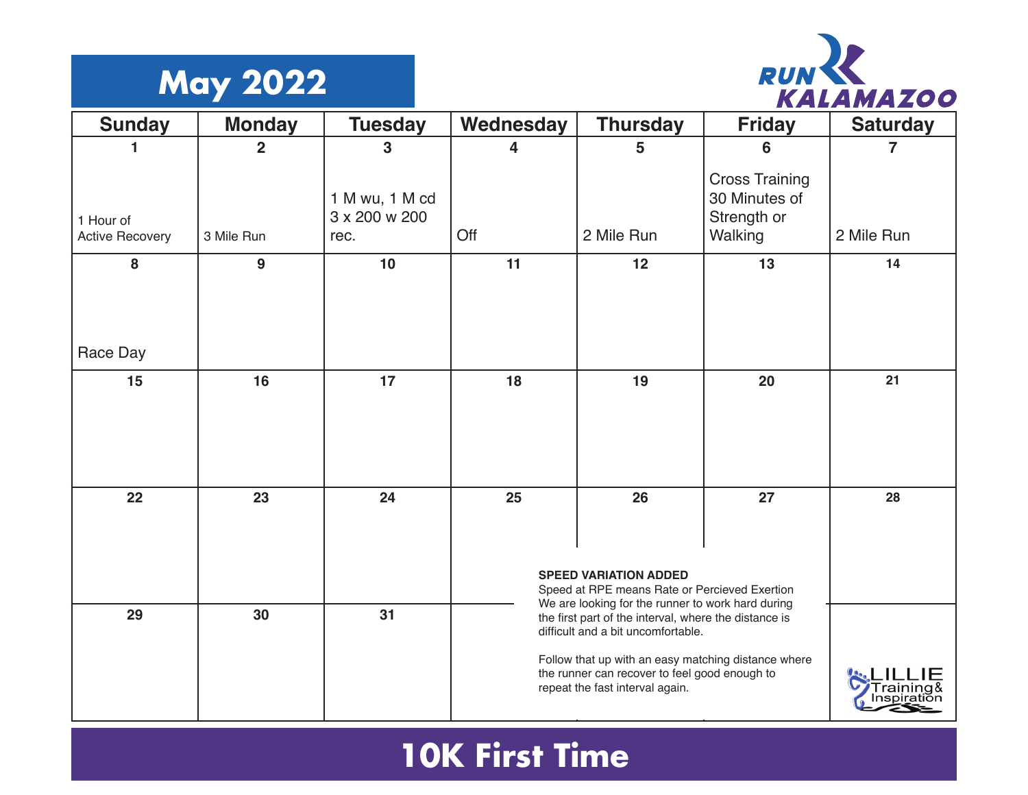# May 2022

RUN KALAMAZOO

| Sunday | Monday | Tuesday | Wednesday | Thursday | Friday | Saturday |
|---|---|---|---|---|---|---|
| 1<br>1 Hour of Active Recovery | 2<br>3 Mile Run | 3<br>1 M wu, 1 M cd 3 x 200 w 200 rec. | 4<br>Off | 5<br>2 Mile Run | 6<br>Cross Training 30 Minutes of Strength or Walking | 7<br>2 Mile Run |
| 8<br>Race Day | 9 | 10 | 11 | 12 | 13 | 14 |
| 15 | 16 | 17 | 18 | 19 | 20 | 21 |
| 22 | 23 | 24 | 25 | 26 | 27 | 28 |
| 29 | 30 | 31 | | | | |

**SPEED VARIATION ADDED**

Speed at RPE means Rate or Percieved Exertion We are looking for the runner to work hard during the first part of the interval, where the distance is difficult and a bit uncomfortable.

Follow that up with an easy matching distance where the runner can recover to feel good enough to repeat the fast interval again.

LILLIE Training & Inspiration

## 10K First Time